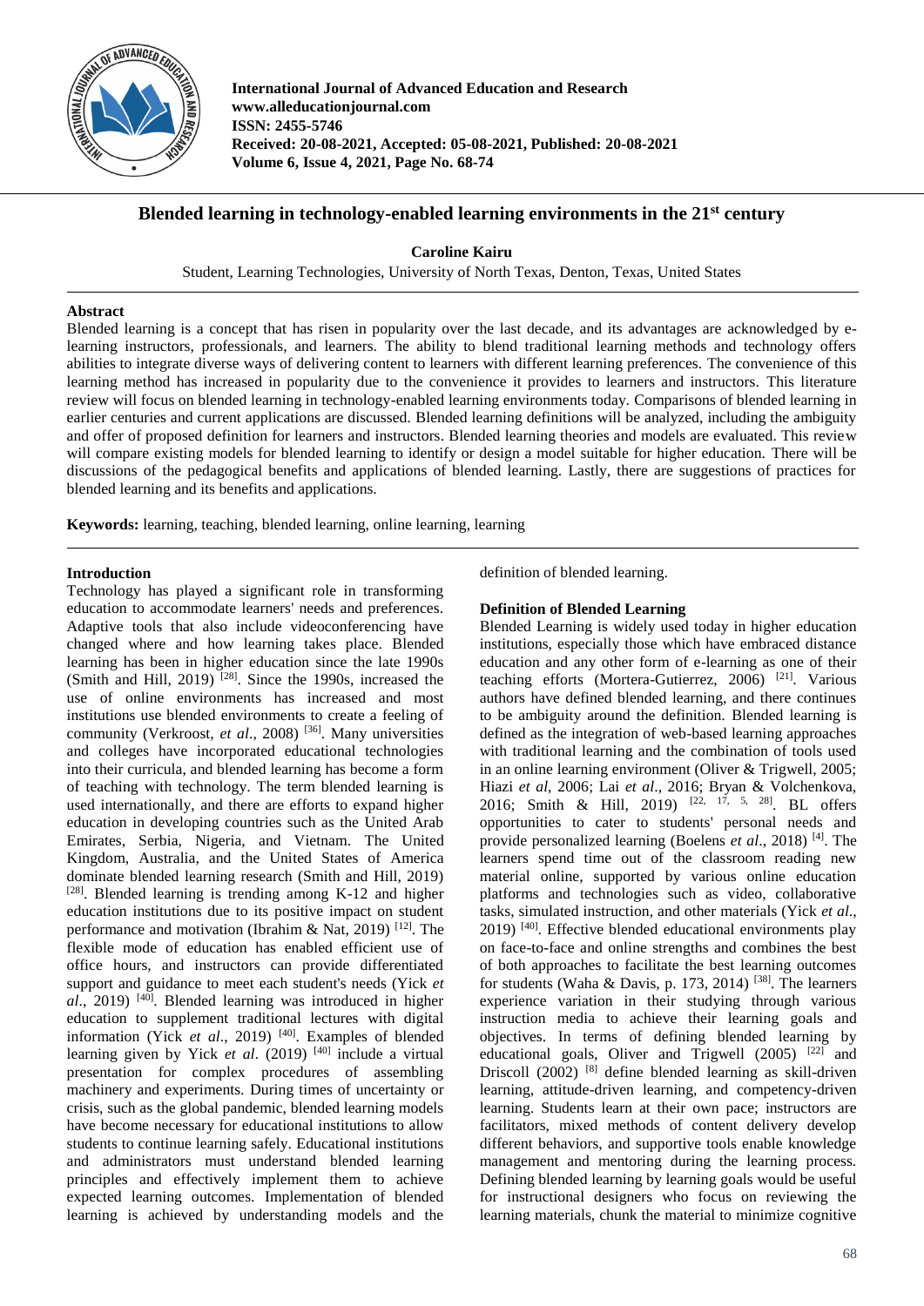International Journal of Advanced Education and Research
www.alleducationjournal.com
ISSN: 2455-5746
Received: 20-08-2021, Accepted: 05-08-2021, Published: 20-08-2021
Volume 6, Issue 4, 2021, Page No. 68-74

# Blended learning in technology-enabled learning environments in the 21st century

**Caroline Kairu**

Student, Learning Technologies, University of North Texas, Denton, Texas, United States

## Abstract

Blended learning is a concept that has risen in popularity over the last decade, and its advantages are acknowledged by e-learning instructors, professionals, and learners. The ability to blend traditional learning methods and technology offers abilities to integrate diverse ways of delivering content to learners with different learning preferences. The convenience of this learning method has increased in popularity due to the convenience it provides to learners and instructors. This literature review will focus on blended learning in technology-enabled learning environments today. Comparisons of blended learning in earlier centuries and current applications are discussed. Blended learning definitions will be analyzed, including the ambiguity and offer of proposed definition for learners and instructors. Blended learning theories and models are evaluated. This review will compare existing models for blended learning to identify or design a model suitable for higher education. There will be discussions of the pedagogical benefits and applications of blended learning. Lastly, there are suggestions of practices for blended learning and its benefits and applications.

**Keywords:** learning, teaching, blended learning, online learning, learning

## Introduction

Technology has played a significant role in transforming education to accommodate learners' needs and preferences. Adaptive tools that also include videoconferencing have changed where and how learning takes place. Blended learning has been in higher education since the late 1990s (Smith and Hill, 2019) [28]. Since the 1990s, increased the use of online environments has increased and most institutions use blended environments to create a feeling of community (Verkroost, *et al*., 2008) [36]. Many universities and colleges have incorporated educational technologies into their curricula, and blended learning has become a form of teaching with technology. The term blended learning is used internationally, and there are efforts to expand higher education in developing countries such as the United Arab Emirates, Serbia, Nigeria, and Vietnam. The United Kingdom, Australia, and the United States of America dominate blended learning research (Smith and Hill, 2019) [28]. Blended learning is trending among K-12 and higher education institutions due to its positive impact on student performance and motivation (Ibrahim & Nat, 2019) [12]. The flexible mode of education has enabled efficient use of office hours, and instructors can provide differentiated support and guidance to meet each student's needs (Yick *et al*., 2019) [40]. Blended learning was introduced in higher education to supplement traditional lectures with digital information (Yick *et al*., 2019) [40]. Examples of blended learning given by Yick *et al*. (2019) [40] include a virtual presentation for complex procedures of assembling machinery and experiments. During times of uncertainty or crisis, such as the global pandemic, blended learning models have become necessary for educational institutions to allow students to continue learning safely. Educational institutions and administrators must understand blended learning principles and effectively implement them to achieve expected learning outcomes. Implementation of blended learning is achieved by understanding models and the definition of blended learning.

## Definition of Blended Learning

Blended Learning is widely used today in higher education institutions, especially those which have embraced distance education and any other form of e-learning as one of their teaching efforts (Mortera-Gutierrez, 2006) [21]. Various authors have defined blended learning, and there continues to be ambiguity around the definition. Blended learning is defined as the integration of web-based learning approaches with traditional learning and the combination of tools used in an online learning environment (Oliver & Trigwell, 2005; Hiazi *et al*, 2006; Lai *et al*., 2016; Bryan & Volchenkova, 2016; Smith & Hill, 2019) [22, 17, 5, 28]. BL offers opportunities to cater to students' personal needs and provide personalized learning (Boelens *et al*., 2018) [4]. The learners spend time out of the classroom reading new material online, supported by various online education platforms and technologies such as video, collaborative tasks, simulated instruction, and other materials (Yick *et al*., 2019) [40]. Effective blended educational environments play on face-to-face and online strengths and combines the best of both approaches to facilitate the best learning outcomes for students (Waha & Davis, p. 173, 2014) [38]. The learners experience variation in their studying through various instruction media to achieve their learning goals and objectives. In terms of defining blended learning by educational goals, Oliver and Trigwell (2005) [22] and Driscoll (2002) [8] define blended learning as skill-driven learning, attitude-driven learning, and competency-driven learning. Students learn at their own pace; instructors are facilitators, mixed methods of content delivery develop different behaviors, and supportive tools enable knowledge management and mentoring during the learning process. Defining blended learning by learning goals would be useful for instructional designers who focus on reviewing the learning materials, chunk the material to minimize cognitive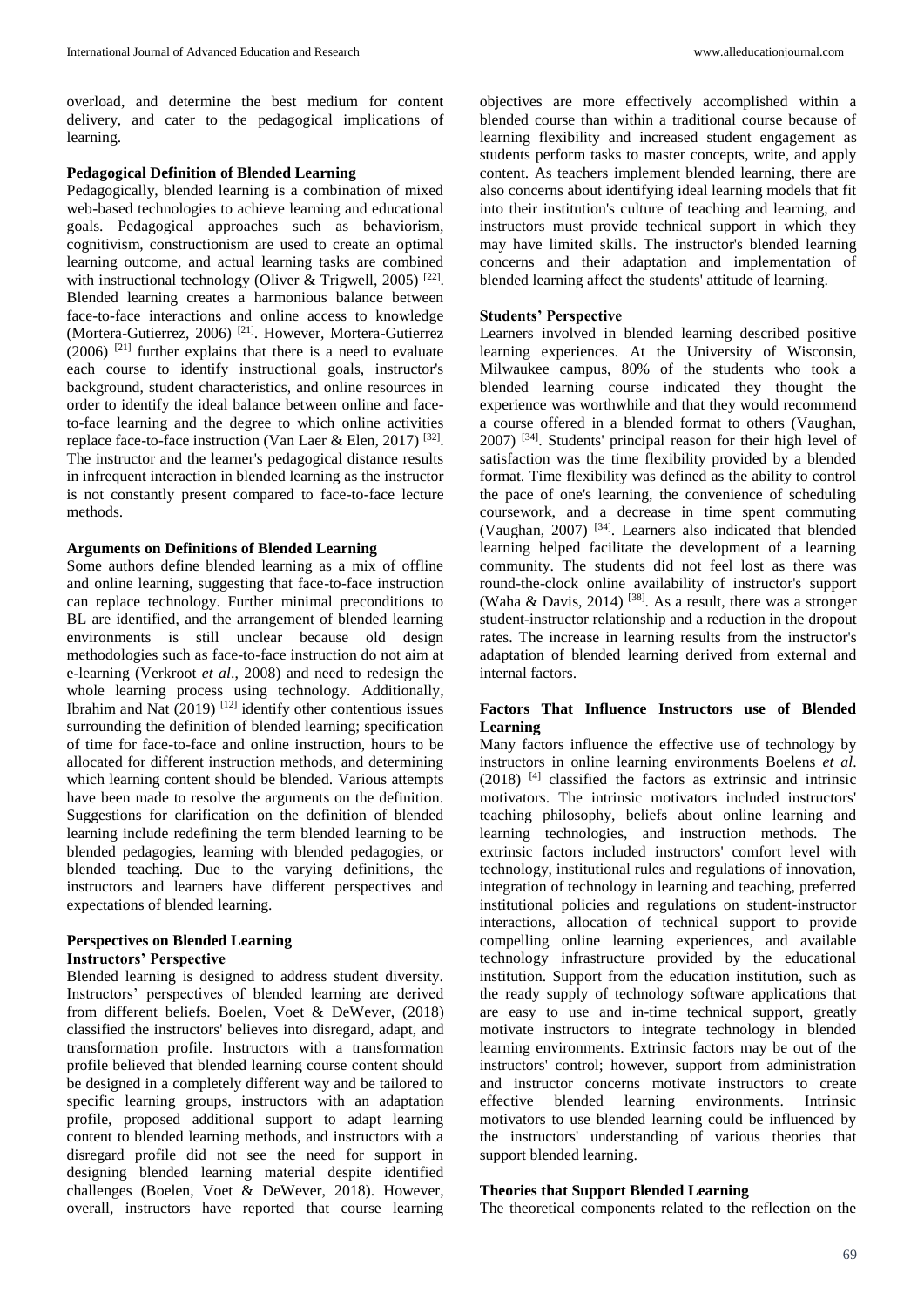overload, and determine the best medium for content delivery, and cater to the pedagogical implications of learning.

### Pedagogical Definition of Blended Learning

Pedagogically, blended learning is a combination of mixed web-based technologies to achieve learning and educational goals. Pedagogical approaches such as behaviorism, cognitivism, constructionism are used to create an optimal learning outcome, and actual learning tasks are combined with instructional technology (Oliver & Trigwell, 2005) [22]. Blended learning creates a harmonious balance between face-to-face interactions and online access to knowledge (Mortera-Gutierrez, 2006) [21]. However, Mortera-Gutierrez (2006) [21] further explains that there is a need to evaluate each course to identify instructional goals, instructor's background, student characteristics, and online resources in order to identify the ideal balance between online and face-to-face learning and the degree to which online activities replace face-to-face instruction (Van Laer & Elen, 2017) [32]. The instructor and the learner's pedagogical distance results in infrequent interaction in blended learning as the instructor is not constantly present compared to face-to-face lecture methods.

### Arguments on Definitions of Blended Learning

Some authors define blended learning as a mix of offline and online learning, suggesting that face-to-face instruction can replace technology. Further minimal preconditions to BL are identified, and the arrangement of blended learning environments is still unclear because old design methodologies such as face-to-face instruction do not aim at e-learning (Verkroot *et al*., 2008) and need to redesign the whole learning process using technology. Additionally, Ibrahim and Nat (2019) [12] identify other contentious issues surrounding the definition of blended learning; specification of time for face-to-face and online instruction, hours to be allocated for different instruction methods, and determining which learning content should be blended. Various attempts have been made to resolve the arguments on the definition. Suggestions for clarification on the definition of blended learning include redefining the term blended learning to be blended pedagogies, learning with blended pedagogies, or blended teaching. Due to the varying definitions, the instructors and learners have different perspectives and expectations of blended learning.

### Perspectives on Blended Learning

#### Instructors' Perspective

Blended learning is designed to address student diversity. Instructors' perspectives of blended learning are derived from different beliefs. Boelen, Voet & DeWever, (2018) classified the instructors' believes into disregard, adapt, and transformation profile. Instructors with a transformation profile believed that blended learning course content should be designed in a completely different way and be tailored to specific learning groups, instructors with an adaptation profile, proposed additional support to adapt learning content to blended learning methods, and instructors with a disregard profile did not see the need for support in designing blended learning material despite identified challenges (Boelen, Voet & DeWever, 2018). However, overall, instructors have reported that course learning objectives are more effectively accomplished within a blended course than within a traditional course because of learning flexibility and increased student engagement as students perform tasks to master concepts, write, and apply content. As teachers implement blended learning, there are also concerns about identifying ideal learning models that fit into their institution's culture of teaching and learning, and instructors must provide technical support in which they may have limited skills. The instructor's blended learning concerns and their adaptation and implementation of blended learning affect the students' attitude of learning.

#### Students' Perspective

Learners involved in blended learning described positive learning experiences. At the University of Wisconsin, Milwaukee campus, 80% of the students who took a blended learning course indicated they thought the experience was worthwhile and that they would recommend a course offered in a blended format to others (Vaughan, 2007) [34]. Students' principal reason for their high level of satisfaction was the time flexibility provided by a blended format. Time flexibility was defined as the ability to control the pace of one's learning, the convenience of scheduling coursework, and a decrease in time spent commuting (Vaughan, 2007) [34]. Learners also indicated that blended learning helped facilitate the development of a learning community. The students did not feel lost as there was round-the-clock online availability of instructor's support (Waha & Davis, 2014) [38]. As a result, there was a stronger student-instructor relationship and a reduction in the dropout rates. The increase in learning results from the instructor's adaptation of blended learning derived from external and internal factors.

### Factors That Influence Instructors use of Blended Learning

Many factors influence the effective use of technology by instructors in online learning environments Boelens *et al*. (2018) [4] classified the factors as extrinsic and intrinsic motivators. The intrinsic motivators included instructors' teaching philosophy, beliefs about online learning and learning technologies, and instruction methods. The extrinsic factors included instructors' comfort level with technology, institutional rules and regulations of innovation, integration of technology in learning and teaching, preferred institutional policies and regulations on student-instructor interactions, allocation of technical support to provide compelling online learning experiences, and available technology infrastructure provided by the educational institution. Support from the education institution, such as the ready supply of technology software applications that are easy to use and in-time technical support, greatly motivate instructors to integrate technology in blended learning environments. Extrinsic factors may be out of the instructors' control; however, support from administration and instructor concerns motivate instructors to create effective blended learning environments. Intrinsic motivators to use blended learning could be influenced by the instructors' understanding of various theories that support blended learning.

### Theories that Support Blended Learning

The theoretical components related to the reflection on the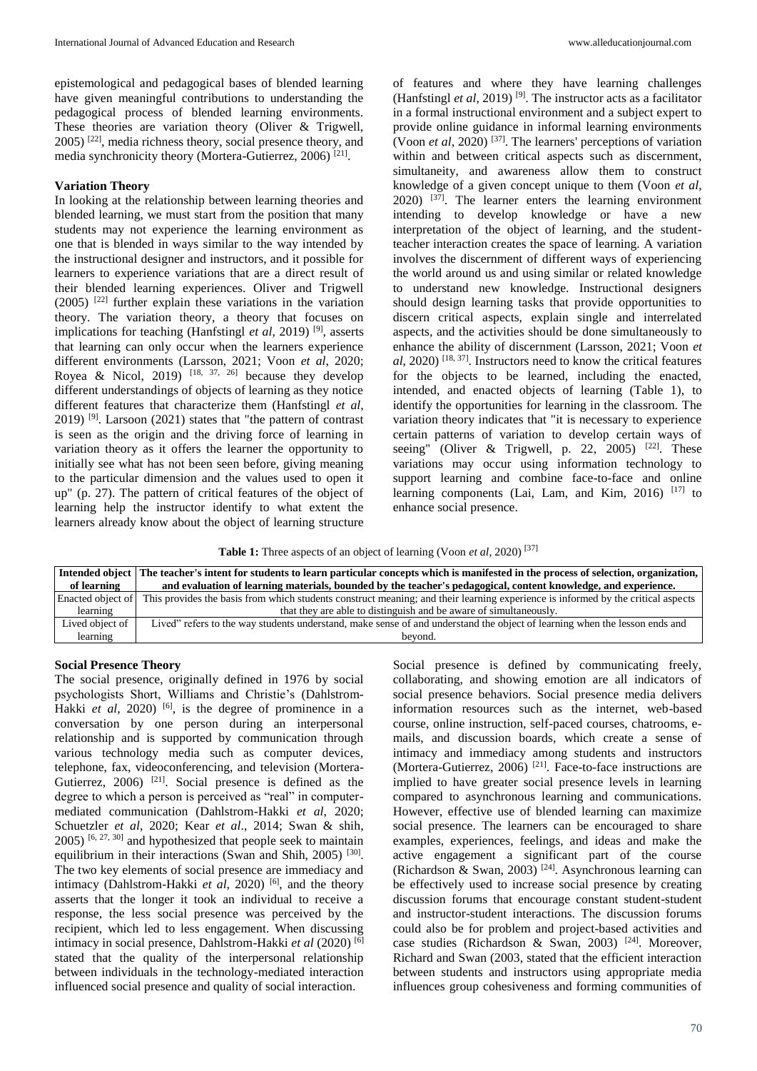epistemological and pedagogical bases of blended learning have given meaningful contributions to understanding the pedagogical process of blended learning environments. These theories are variation theory (Oliver & Trigwell, 2005) [22], media richness theory, social presence theory, and media synchronicity theory (Mortera-Gutierrez, 2006) [21].

### Variation Theory

In looking at the relationship between learning theories and blended learning, we must start from the position that many students may not experience the learning environment as one that is blended in ways similar to the way intended by the instructional designer and instructors, and it possible for learners to experience variations that are a direct result of their blended learning experiences. Oliver and Trigwell (2005) [22] further explain these variations in the variation theory. The variation theory, a theory that focuses on implications for teaching (Hanfstingl *et al*, 2019) [9], asserts that learning can only occur when the learners experience different environments (Larsson, 2021; Voon *et al*, 2020; Royea & Nicol, 2019) [18, 37, 26] because they develop different understandings of objects of learning as they notice different features that characterize them (Hanfstingl *et al*, 2019) [9]. Larsoon (2021) states that "the pattern of contrast is seen as the origin and the driving force of learning in variation theory as it offers the learner the opportunity to initially see what has not been seen before, giving meaning to the particular dimension and the values used to open it up" (p. 27). The pattern of critical features of the object of learning help the instructor identify to what extent the learners already know about the object of learning structure of features and where they have learning challenges (Hanfstingl *et al*, 2019) [9]. The instructor acts as a facilitator in a formal instructional environment and a subject expert to provide online guidance in informal learning environments (Voon *et al*, 2020) [37]. The learners' perceptions of variation within and between critical aspects such as discernment, simultaneity, and awareness allow them to construct knowledge of a given concept unique to them (Voon *et al*, 2020) [37]. The learner enters the learning environment intending to develop knowledge or have a new interpretation of the object of learning, and the student-teacher interaction creates the space of learning. A variation involves the discernment of different ways of experiencing the world around us and using similar or related knowledge to understand new knowledge. Instructional designers should design learning tasks that provide opportunities to discern critical aspects, explain single and interrelated aspects, and the activities should be done simultaneously to enhance the ability of discernment (Larsson, 2021; Voon *et al*, 2020) [18, 37]. Instructors need to know the critical features for the objects to be learned, including the enacted, intended, and enacted objects of learning (Table 1), to identify the opportunities for learning in the classroom. The variation theory indicates that "it is necessary to experience certain patterns of variation to develop certain ways of seeing" (Oliver & Trigwell, p. 22, 2005) [22]. These variations may occur using information technology to support learning and combine face-to-face and online learning components (Lai, Lam, and Kim, 2016) [17] to enhance social presence.

**Table 1:** Three aspects of an object of learning (Voon *et al*, 2020) [37]

| **Intended object of learning** | **The teacher's intent for students to learn particular concepts which is manifested in the process of selection, organization, and evaluation of learning materials, bounded by the teacher's pedagogical, content knowledge, and experience.** |
|---|---|
| Enacted object of learning | This provides the basis from which students construct meaning; and their learning experience is informed by the critical aspects that they are able to distinguish and be aware of simultaneously. |
| Lived object of learning | Lived" refers to the way students understand, make sense of and understand the object of learning when the lesson ends and beyond. |

### Social Presence Theory

The social presence, originally defined in 1976 by social psychologists Short, Williams and Christie's (Dahlstrom-Hakki *et al*, 2020) [6], is the degree of prominence in a conversation by one person during an interpersonal relationship and is supported by communication through various technology media such as computer devices, telephone, fax, videoconferencing, and television (Mortera-Gutierrez, 2006) [21]. Social presence is defined as the degree to which a person is perceived as "real" in computer-mediated communication (Dahlstrom-Hakki *et al*, 2020; Schuetzler *et al*, 2020; Kear *et al*., 2014; Swan & shih, 2005) [6, 27, 30] and hypothesized that people seek to maintain equilibrium in their interactions (Swan and Shih, 2005) [30]. The two key elements of social presence are immediacy and intimacy (Dahlstrom-Hakki *et al*, 2020) [6], and the theory asserts that the longer it took an individual to receive a response, the less social presence was perceived by the recipient, which led to less engagement. When discussing intimacy in social presence, Dahlstrom-Hakki *et al* (2020) [6] stated that the quality of the interpersonal relationship between individuals in the technology-mediated interaction influenced social presence and quality of social interaction.

Social presence is defined by communicating freely, collaborating, and showing emotion are all indicators of social presence behaviors. Social presence media delivers information resources such as the internet, web-based course, online instruction, self-paced courses, chatrooms, e-mails, and discussion boards, which create a sense of intimacy and immediacy among students and instructors (Mortera-Gutierrez, 2006) [21]. Face-to-face instructions are implied to have greater social presence levels in learning compared to asynchronous learning and communications. However, effective use of blended learning can maximize social presence. The learners can be encouraged to share examples, experiences, feelings, and ideas and make the active engagement a significant part of the course (Richardson & Swan, 2003) [24]. Asynchronous learning can be effectively used to increase social presence by creating discussion forums that encourage constant student-student and instructor-student interactions. The discussion forums could also be for problem and project-based activities and case studies (Richardson & Swan, 2003) [24]. Moreover, Richard and Swan (2003, stated that the efficient interaction between students and instructors using appropriate media influences group cohesiveness and forming communities of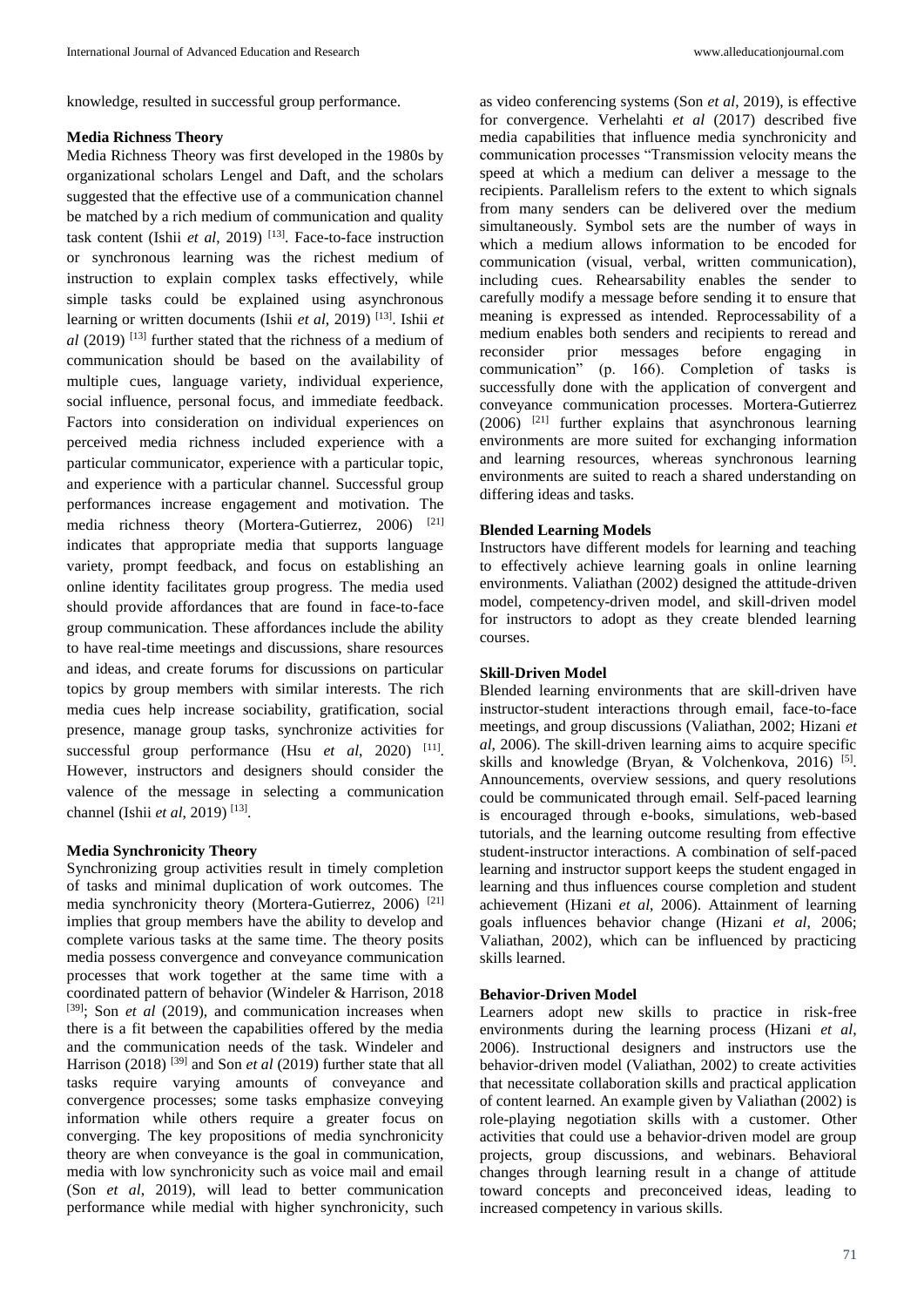knowledge, resulted in successful group performance.

### Media Richness Theory

Media Richness Theory was first developed in the 1980s by organizational scholars Lengel and Daft, and the scholars suggested that the effective use of a communication channel be matched by a rich medium of communication and quality task content (Ishii *et al*, 2019) [13]. Face-to-face instruction or synchronous learning was the richest medium of instruction to explain complex tasks effectively, while simple tasks could be explained using asynchronous learning or written documents (Ishii *et al*, 2019) [13]. Ishii *et al* (2019) [13] further stated that the richness of a medium of communication should be based on the availability of multiple cues, language variety, individual experience, social influence, personal focus, and immediate feedback. Factors into consideration on individual experiences on perceived media richness included experience with a particular communicator, experience with a particular topic, and experience with a particular channel. Successful group performances increase engagement and motivation. The media richness theory (Mortera-Gutierrez, 2006) [21] indicates that appropriate media that supports language variety, prompt feedback, and focus on establishing an online identity facilitates group progress. The media used should provide affordances that are found in face-to-face group communication. These affordances include the ability to have real-time meetings and discussions, share resources and ideas, and create forums for discussions on particular topics by group members with similar interests. The rich media cues help increase sociability, gratification, social presence, manage group tasks, synchronize activities for successful group performance (Hsu *et al*, 2020) [11]. However, instructors and designers should consider the valence of the message in selecting a communication channel (Ishii *et al*, 2019) [13].

### Media Synchronicity Theory

Synchronizing group activities result in timely completion of tasks and minimal duplication of work outcomes. The media synchronicity theory (Mortera-Gutierrez, 2006) [21] implies that group members have the ability to develop and complete various tasks at the same time. The theory posits media possess convergence and conveyance communication processes that work together at the same time with a coordinated pattern of behavior (Windeler & Harrison, 2018 [39]; Son *et al* (2019), and communication increases when there is a fit between the capabilities offered by the media and the communication needs of the task. Windeler and Harrison (2018) [39] and Son *et al* (2019) further state that all tasks require varying amounts of conveyance and convergence processes; some tasks emphasize conveying information while others require a greater focus on converging. The key propositions of media synchronicity theory are when conveyance is the goal in communication, media with low synchronicity such as voice mail and email (Son *et al*, 2019), will lead to better communication performance while medial with higher synchronicity, such as video conferencing systems (Son *et al*, 2019), is effective for convergence. Verhelahti *et al* (2017) described five media capabilities that influence media synchronicity and communication processes "Transmission velocity means the speed at which a medium can deliver a message to the recipients. Parallelism refers to the extent to which signals from many senders can be delivered over the medium simultaneously. Symbol sets are the number of ways in which a medium allows information to be encoded for communication (visual, verbal, written communication), including cues. Rehearsability enables the sender to carefully modify a message before sending it to ensure that meaning is expressed as intended. Reprocessability of a medium enables both senders and recipients to reread and reconsider prior messages before engaging in communication" (p. 166). Completion of tasks is successfully done with the application of convergent and conveyance communication processes. Mortera-Gutierrez (2006) [21] further explains that asynchronous learning environments are more suited for exchanging information and learning resources, whereas synchronous learning environments are suited to reach a shared understanding on differing ideas and tasks.

### Blended Learning Models

Instructors have different models for learning and teaching to effectively achieve learning goals in online learning environments. Valiathan (2002) designed the attitude-driven model, competency-driven model, and skill-driven model for instructors to adopt as they create blended learning courses.

### Skill-Driven Model

Blended learning environments that are skill-driven have instructor-student interactions through email, face-to-face meetings, and group discussions (Valiathan, 2002; Hizani *et al*, 2006). The skill-driven learning aims to acquire specific skills and knowledge (Bryan, & Volchenkova, 2016) [5]. Announcements, overview sessions, and query resolutions could be communicated through email. Self-paced learning is encouraged through e-books, simulations, web-based tutorials, and the learning outcome resulting from effective student-instructor interactions. A combination of self-paced learning and instructor support keeps the student engaged in learning and thus influences course completion and student achievement (Hizani *et al*, 2006). Attainment of learning goals influences behavior change (Hizani *et al*, 2006; Valiathan, 2002), which can be influenced by practicing skills learned.

### Behavior-Driven Model

Learners adopt new skills to practice in risk-free environments during the learning process (Hizani *et al*, 2006). Instructional designers and instructors use the behavior-driven model (Valiathan, 2002) to create activities that necessitate collaboration skills and practical application of content learned. An example given by Valiathan (2002) is role-playing negotiation skills with a customer. Other activities that could use a behavior-driven model are group projects, group discussions, and webinars. Behavioral changes through learning result in a change of attitude toward concepts and preconceived ideas, leading to increased competency in various skills.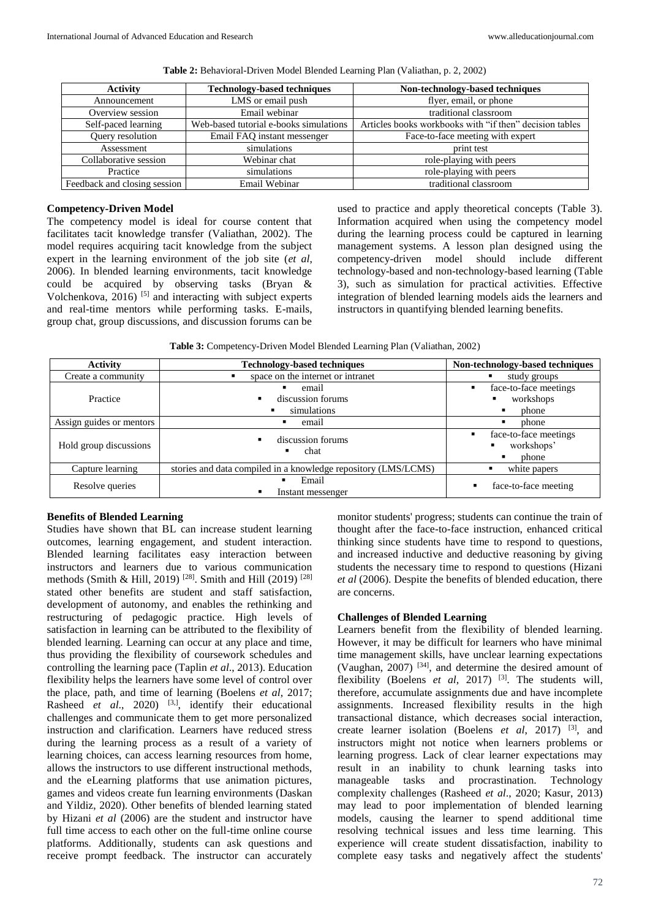**Table 2:** Behavioral-Driven Model Blended Learning Plan (Valiathan, p. 2, 2002)

| Activity | Technology-based techniques | Non-technology-based techniques |
|---|---|---|
| Announcement | LMS or email push | flyer, email, or phone |
| Overview session | Email webinar | traditional classroom |
| Self-paced learning | Web-based tutorial e-books simulations | Articles books workbooks with "if then" decision tables |
| Query resolution | Email FAQ instant messenger | Face-to-face meeting with expert |
| Assessment | simulations | print test |
| Collaborative session | Webinar chat | role-playing with peers |
| Practice | simulations | role-playing with peers |
| Feedback and closing session | Email Webinar | traditional classroom |

### Competency-Driven Model

The competency model is ideal for course content that facilitates tacit knowledge transfer (Valiathan, 2002). The model requires acquiring tacit knowledge from the subject expert in the learning environment of the job site (*et al*, 2006). In blended learning environments, tacit knowledge could be acquired by observing tasks (Bryan & Volchenkova, 2016) [5] and interacting with subject experts and real-time mentors while performing tasks. E-mails, group chat, group discussions, and discussion forums can be used to practice and apply theoretical concepts (Table 3). Information acquired when using the competency model during the learning process could be captured in learning management systems. A lesson plan designed using the competency-driven model should include different technology-based and non-technology-based learning (Table 3), such as simulation for practical activities. Effective integration of blended learning models aids the learners and instructors in quantifying blended learning benefits.

**Table 3:** Competency-Driven Model Blended Learning Plan (Valiathan, 2002)

| Activity | Technology-based techniques | Non-technology-based techniques |
|---|---|---|
| Create a community | ▪ space on the internet or intranet | ▪ study groups |
| Practice | ▪ email<br>▪ discussion forums<br>▪ simulations | ▪ face-to-face meetings<br>▪ workshops<br>▪ phone |
| Assign guides or mentors | ▪ email | ▪ phone |
| Hold group discussions | ▪ discussion forums<br>▪ chat | ▪ face-to-face meetings<br>▪ workshops'<br>▪ phone |
| Capture learning | stories and data compiled in a knowledge repository (LMS/LCMS) | ▪ white papers |
| Resolve queries | ▪ Email<br>▪ Instant messenger | ▪ face-to-face meeting |

### Benefits of Blended Learning

Studies have shown that BL can increase student learning outcomes, learning engagement, and student interaction. Blended learning facilitates easy interaction between instructors and learners due to various communication methods (Smith & Hill, 2019) [28]. Smith and Hill (2019) [28] stated other benefits are student and staff satisfaction, development of autonomy, and enables the rethinking and restructuring of pedagogic practice. High levels of satisfaction in learning can be attributed to the flexibility of blended learning. Learning can occur at any place and time, thus providing the flexibility of coursework schedules and controlling the learning pace (Taplin *et al*., 2013). Education flexibility helps the learners have some level of control over the place, path, and time of learning (Boelens *et al*, 2017; Rasheed *et al*., 2020) [3,], identify their educational challenges and communicate them to get more personalized instruction and clarification. Learners have reduced stress during the learning process as a result of a variety of learning choices, can access learning resources from home, allows the instructors to use different instructional methods, and the eLearning platforms that use animation pictures, games and videos create fun learning environments (Daskan and Yildiz, 2020). Other benefits of blended learning stated by Hizani *et al* (2006) are the student and instructor have full time access to each other on the full-time online course platforms. Additionally, students can ask questions and receive prompt feedback. The instructor can accurately monitor students' progress; students can continue the train of thought after the face-to-face instruction, enhanced critical thinking since students have time to respond to questions, and increased inductive and deductive reasoning by giving students the necessary time to respond to questions (Hizani *et al* (2006). Despite the benefits of blended education, there are concerns.

### Challenges of Blended Learning

Learners benefit from the flexibility of blended learning. However, it may be difficult for learners who have minimal time management skills, have unclear learning expectations (Vaughan, 2007) [34], and determine the desired amount of flexibility (Boelens *et al*, 2017) [3]. The students will, therefore, accumulate assignments due and have incomplete assignments. Increased flexibility results in the high transactional distance, which decreases social interaction, create learner isolation (Boelens *et al*, 2017) [3], and instructors might not notice when learners problems or learning progress. Lack of clear learner expectations may result in an inability to chunk learning tasks into manageable tasks and procrastination. Technology complexity challenges (Rasheed *et al*., 2020; Kasur, 2013) may lead to poor implementation of blended learning models, causing the learner to spend additional time resolving technical issues and less time learning. This experience will create student dissatisfaction, inability to complete easy tasks and negatively affect the students'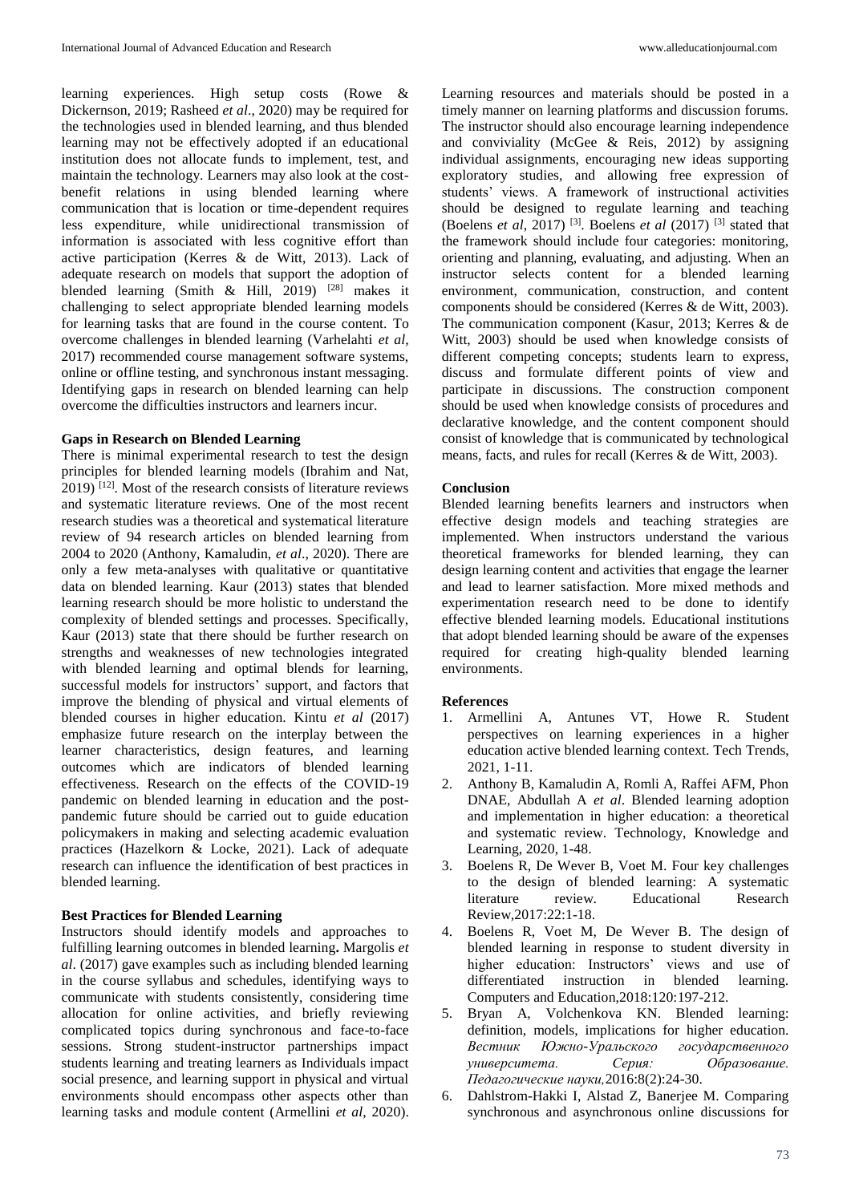learning experiences. High setup costs (Rowe & Dickernson, 2019; Rasheed *et al*., 2020) may be required for the technologies used in blended learning, and thus blended learning may not be effectively adopted if an educational institution does not allocate funds to implement, test, and maintain the technology. Learners may also look at the cost-benefit relations in using blended learning where communication that is location or time-dependent requires less expenditure, while unidirectional transmission of information is associated with less cognitive effort than active participation (Kerres & de Witt, 2013). Lack of adequate research on models that support the adoption of blended learning (Smith & Hill, 2019) [28] makes it challenging to select appropriate blended learning models for learning tasks that are found in the course content. To overcome challenges in blended learning (Varhelahti *et al*, 2017) recommended course management software systems, online or offline testing, and synchronous instant messaging. Identifying gaps in research on blended learning can help overcome the difficulties instructors and learners incur.

**Gaps in Research on Blended Learning**

There is minimal experimental research to test the design principles for blended learning models (Ibrahim and Nat, 2019) [12]. Most of the research consists of literature reviews and systematic literature reviews. One of the most recent research studies was a theoretical and systematical literature review of 94 research articles on blended learning from 2004 to 2020 (Anthony, Kamaludin, *et al*., 2020). There are only a few meta-analyses with qualitative or quantitative data on blended learning. Kaur (2013) states that blended learning research should be more holistic to understand the complexity of blended settings and processes. Specifically, Kaur (2013) state that there should be further research on strengths and weaknesses of new technologies integrated with blended learning and optimal blends for learning, successful models for instructors' support, and factors that improve the blending of physical and virtual elements of blended courses in higher education. Kintu *et al* (2017) emphasize future research on the interplay between the learner characteristics, design features, and learning outcomes which are indicators of blended learning effectiveness. Research on the effects of the COVID-19 pandemic on blended learning in education and the post-pandemic future should be carried out to guide education policymakers in making and selecting academic evaluation practices (Hazelkorn & Locke, 2021). Lack of adequate research can influence the identification of best practices in blended learning.

**Best Practices for Blended Learning**

Instructors should identify models and approaches to fulfilling learning outcomes in blended learning**.** Margolis *et al*. (2017) gave examples such as including blended learning in the course syllabus and schedules, identifying ways to communicate with students consistently, considering time allocation for online activities, and briefly reviewing complicated topics during synchronous and face-to-face sessions. Strong student-instructor partnerships impact students learning and treating learners as Individuals impact social presence, and learning support in physical and virtual environments should encompass other aspects other than learning tasks and module content (Armellini *et al*, 2020). Learning resources and materials should be posted in a timely manner on learning platforms and discussion forums. The instructor should also encourage learning independence and conviviality (McGee & Reis, 2012) by assigning individual assignments, encouraging new ideas supporting exploratory studies, and allowing free expression of students' views. A framework of instructional activities should be designed to regulate learning and teaching (Boelens *et al*, 2017) [3]. Boelens *et al* (2017) [3] stated that the framework should include four categories: monitoring, orienting and planning, evaluating, and adjusting. When an instructor selects content for a blended learning environment, communication, construction, and content components should be considered (Kerres & de Witt, 2003). The communication component (Kasur, 2013; Kerres & de Witt, 2003) should be used when knowledge consists of different competing concepts; students learn to express, discuss and formulate different points of view and participate in discussions. The construction component should be used when knowledge consists of procedures and declarative knowledge, and the content component should consist of knowledge that is communicated by technological means, facts, and rules for recall (Kerres & de Witt, 2003).

**Conclusion**

Blended learning benefits learners and instructors when effective design models and teaching strategies are implemented. When instructors understand the various theoretical frameworks for blended learning, they can design learning content and activities that engage the learner and lead to learner satisfaction. More mixed methods and experimentation research need to be done to identify effective blended learning models. Educational institutions that adopt blended learning should be aware of the expenses required for creating high-quality blended learning environments.

**References**

1. Armellini A, Antunes VT, Howe R. Student perspectives on learning experiences in a higher education active blended learning context. Tech Trends, 2021, 1-11.
2. Anthony B, Kamaludin A, Romli A, Raffei AFM, Phon DNAE, Abdullah A *et al*. Blended learning adoption and implementation in higher education: a theoretical and systematic review. Technology, Knowledge and Learning, 2020, 1-48.
3. Boelens R, De Wever B, Voet M. Four key challenges to the design of blended learning: A systematic literature review. Educational Research Review,2017:22:1-18.
4. Boelens R, Voet M, De Wever B. The design of blended learning in response to student diversity in higher education: Instructors' views and use of differentiated instruction in blended learning. Computers and Education,2018:120:197-212.
5. Bryan A, Volchenkova KN. Blended learning: definition, models, implications for higher education. *Вестник Южно-Уральского государственного университета. Серия: Образование. Педагогические науки,*2016:8(2):24-30.
6. Dahlstrom-Hakki I, Alstad Z, Banerjee M. Comparing synchronous and asynchronous online discussions for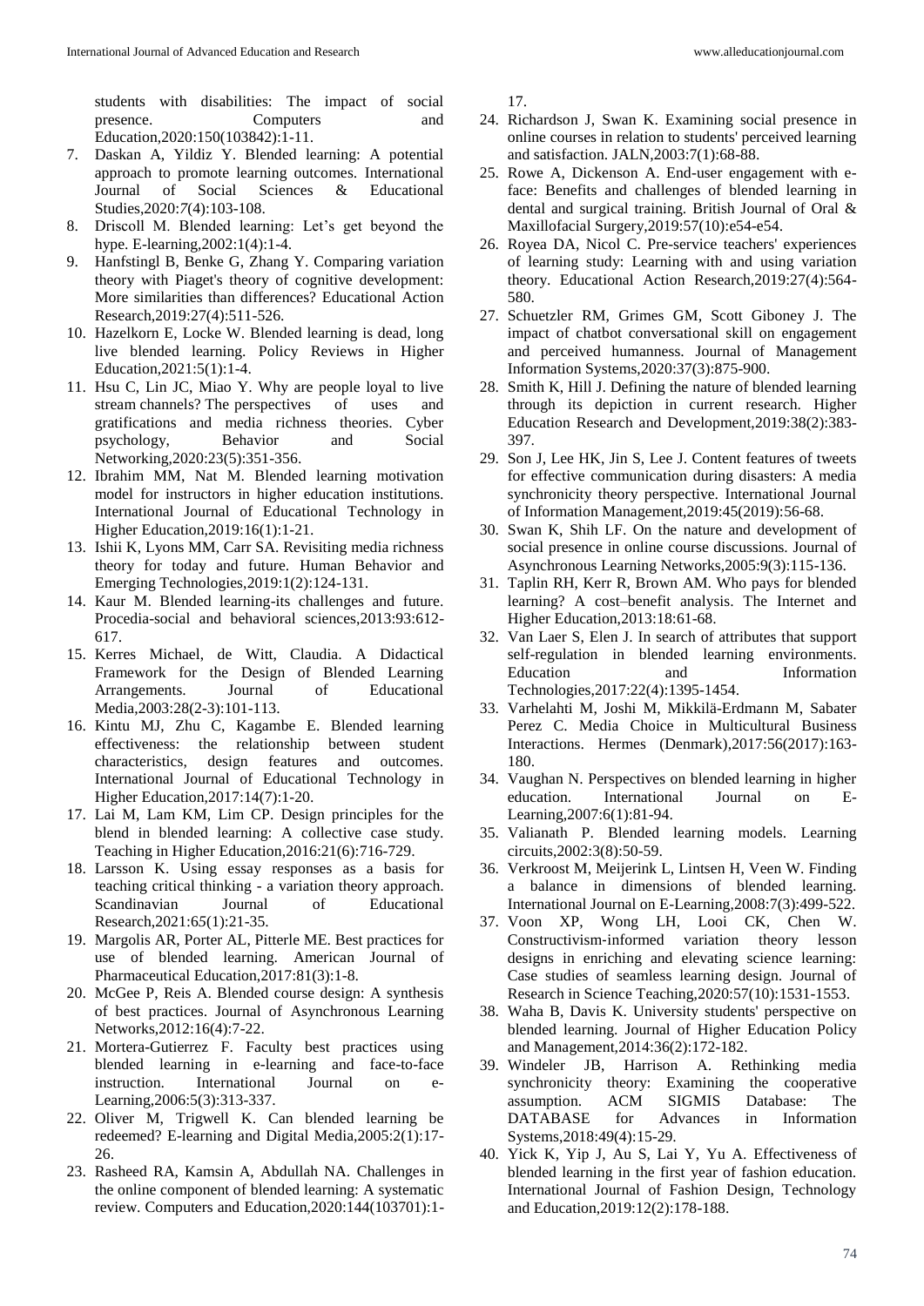students with disabilities: The impact of social presence. Computers and Education,2020:150(103842):1-11.

7. Daskan A, Yildiz Y. Blended learning: A potential approach to promote learning outcomes. International Journal of Social Sciences & Educational Studies,2020:7(4):103-108.
8. Driscoll M. Blended learning: Let's get beyond the hype. E-learning,2002:1(4):1-4.
9. Hanfstingl B, Benke G, Zhang Y. Comparing variation theory with Piaget's theory of cognitive development: More similarities than differences? Educational Action Research,2019:27(4):511-526.
10. Hazelkorn E, Locke W. Blended learning is dead, long live blended learning. Policy Reviews in Higher Education,2021:5(1):1-4.
11. Hsu C, Lin JC, Miao Y. Why are people loyal to live stream channels? The perspectives of uses and gratifications and media richness theories. Cyber psychology, Behavior and Social Networking,2020:23(5):351-356.
12. Ibrahim MM, Nat M. Blended learning motivation model for instructors in higher education institutions. International Journal of Educational Technology in Higher Education,2019:16(1):1-21.
13. Ishii K, Lyons MM, Carr SA. Revisiting media richness theory for today and future. Human Behavior and Emerging Technologies,2019:1(2):124-131.
14. Kaur M. Blended learning-its challenges and future. Procedia-social and behavioral sciences,2013:93:612-617.
15. Kerres Michael, de Witt, Claudia. A Didactical Framework for the Design of Blended Learning Arrangements. Journal of Educational Media,2003:28(2-3):101-113.
16. Kintu MJ, Zhu C, Kagambe E. Blended learning effectiveness: the relationship between student characteristics, design features and outcomes. International Journal of Educational Technology in Higher Education,2017:14(7):1-20.
17. Lai M, Lam KM, Lim CP. Design principles for the blend in blended learning: A collective case study. Teaching in Higher Education,2016:21(6):716-729.
18. Larsson K. Using essay responses as a basis for teaching critical thinking - a variation theory approach. Scandinavian Journal of Educational Research,2021:65(1):21-35.
19. Margolis AR, Porter AL, Pitterle ME. Best practices for use of blended learning. American Journal of Pharmaceutical Education,2017:81(3):1-8.
20. McGee P, Reis A. Blended course design: A synthesis of best practices. Journal of Asynchronous Learning Networks,2012:16(4):7-22.
21. Mortera-Gutierrez F. Faculty best practices using blended learning in e-learning and face-to-face instruction. International Journal on e-Learning,2006:5(3):313-337.
22. Oliver M, Trigwell K. Can blended learning be redeemed? E-learning and Digital Media,2005:2(1):17-26.
23. Rasheed RA, Kamsin A, Abdullah NA. Challenges in the online component of blended learning: A systematic review. Computers and Education,2020:144(103701):1-17.
24. Richardson J, Swan K. Examining social presence in online courses in relation to students' perceived learning and satisfaction. JALN,2003:7(1):68-88.
25. Rowe A, Dickenson A. End-user engagement with e-face: Benefits and challenges of blended learning in dental and surgical training. British Journal of Oral & Maxillofacial Surgery,2019:57(10):e54-e54.
26. Royea DA, Nicol C. Pre-service teachers' experiences of learning study: Learning with and using variation theory. Educational Action Research,2019:27(4):564-580.
27. Schuetzler RM, Grimes GM, Scott Giboney J. The impact of chatbot conversational skill on engagement and perceived humanness. Journal of Management Information Systems,2020:37(3):875-900.
28. Smith K, Hill J. Defining the nature of blended learning through its depiction in current research. Higher Education Research and Development,2019:38(2):383-397.
29. Son J, Lee HK, Jin S, Lee J. Content features of tweets for effective communication during disasters: A media synchronicity theory perspective. International Journal of Information Management,2019:45(2019):56-68.
30. Swan K, Shih LF. On the nature and development of social presence in online course discussions. Journal of Asynchronous Learning Networks,2005:9(3):115-136.
31. Taplin RH, Kerr R, Brown AM. Who pays for blended learning? A cost–benefit analysis. The Internet and Higher Education,2013:18:61-68.
32. Van Laer S, Elen J. In search of attributes that support self-regulation in blended learning environments. Education and Information Technologies,2017:22(4):1395-1454.
33. Varhelahti M, Joshi M, Mikkilä-Erdmann M, Sabater Perez C. Media Choice in Multicultural Business Interactions. Hermes (Denmark),2017:56(2017):163-180.
34. Vaughan N. Perspectives on blended learning in higher education. International Journal on E-Learning,2007:6(1):81-94.
35. Valianath P. Blended learning models. Learning circuits,2002:3(8):50-59.
36. Verkroost M, Meijerink L, Lintsen H, Veen W. Finding a balance in dimensions of blended learning. International Journal on E-Learning,2008:7(3):499-522.
37. Voon XP, Wong LH, Looi CK, Chen W. Constructivism-informed variation theory lesson designs in enriching and elevating science learning: Case studies of seamless learning design. Journal of Research in Science Teaching,2020:57(10):1531-1553.
38. Waha B, Davis K. University students' perspective on blended learning. Journal of Higher Education Policy and Management,2014:36(2):172-182.
39. Windeler JB, Harrison A. Rethinking media synchronicity theory: Examining the cooperative assumption. ACM SIGMIS Database: The DATABASE for Advances in Information Systems,2018:49(4):15-29.
40. Yick K, Yip J, Au S, Lai Y, Yu A. Effectiveness of blended learning in the first year of fashion education. International Journal of Fashion Design, Technology and Education,2019:12(2):178-188.